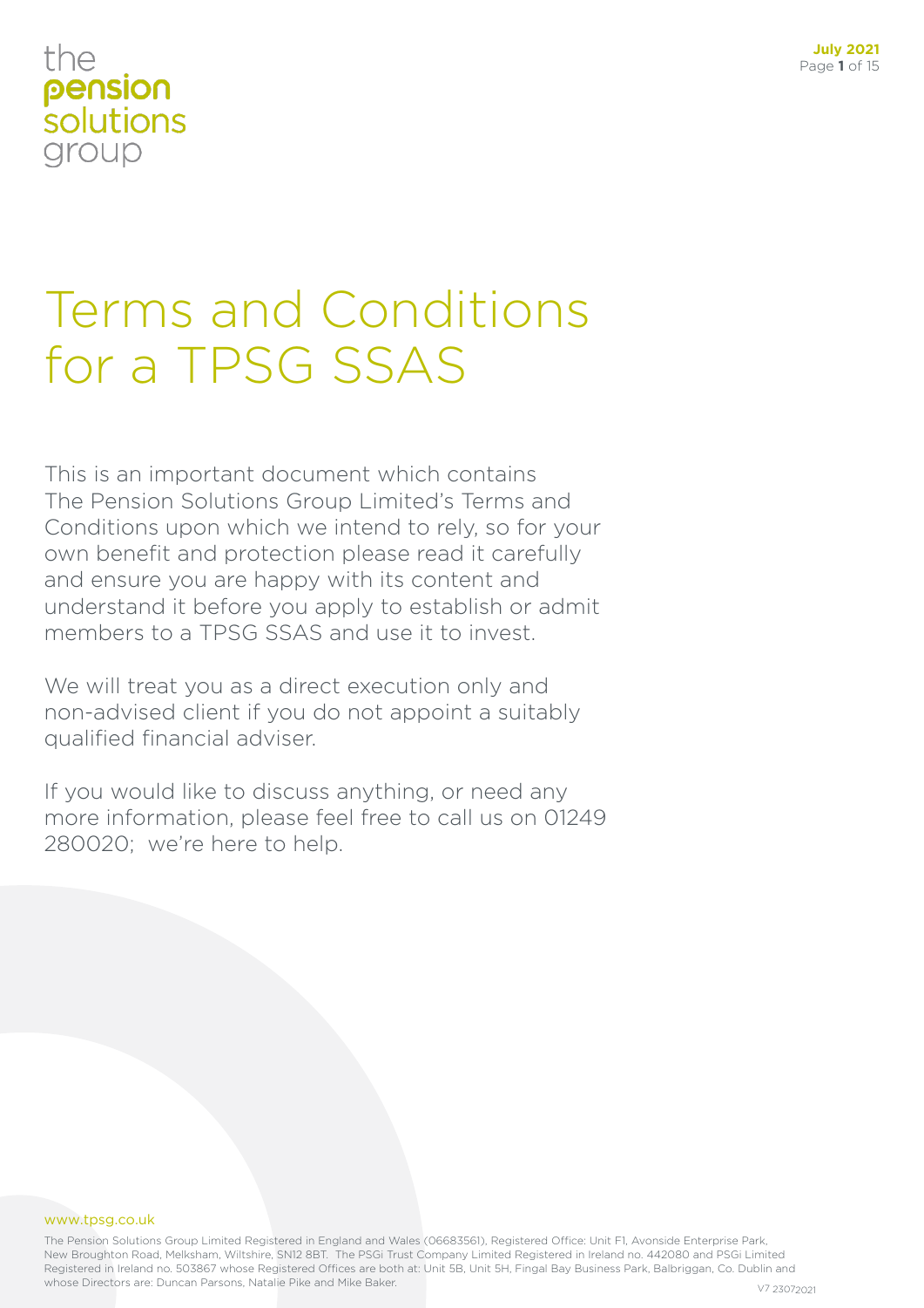the
pension
solutions
group

# Terms and Conditions for a TPSG SSAS

This is an important document which contains The Pension Solutions Group Limited's Terms and Conditions upon which we intend to rely, so for your own benefit and protection please read it carefully and ensure you are happy with its content and understand it before you apply to establish or admit members to a TPSG SSAS and use it to invest.

We will treat you as a direct execution only and non-advised client if you do not appoint a suitably qualified financial adviser.

If you would like to discuss anything, or need any more information, please feel free to call us on 01249 280020; we're here to help.

www.tpsg.co.uk

The Pension Solutions Group Limited Registered in England and Wales (06683561), Registered Office: Unit F1, Avonside Enterprise Park, New Broughton Road, Melksham, Wiltshire, SN12 8BT. The PSGi Trust Company Limited Registered in Ireland no. 442080 and PSGi Limited Registered in Ireland no. 503867 whose Registered Offices are both at: Unit 5B, Unit 5H, Fingal Bay Business Park, Balbriggan, Co. Dublin and whose Directors are: Duncan Parsons, Natalie Pike and Mike Baker.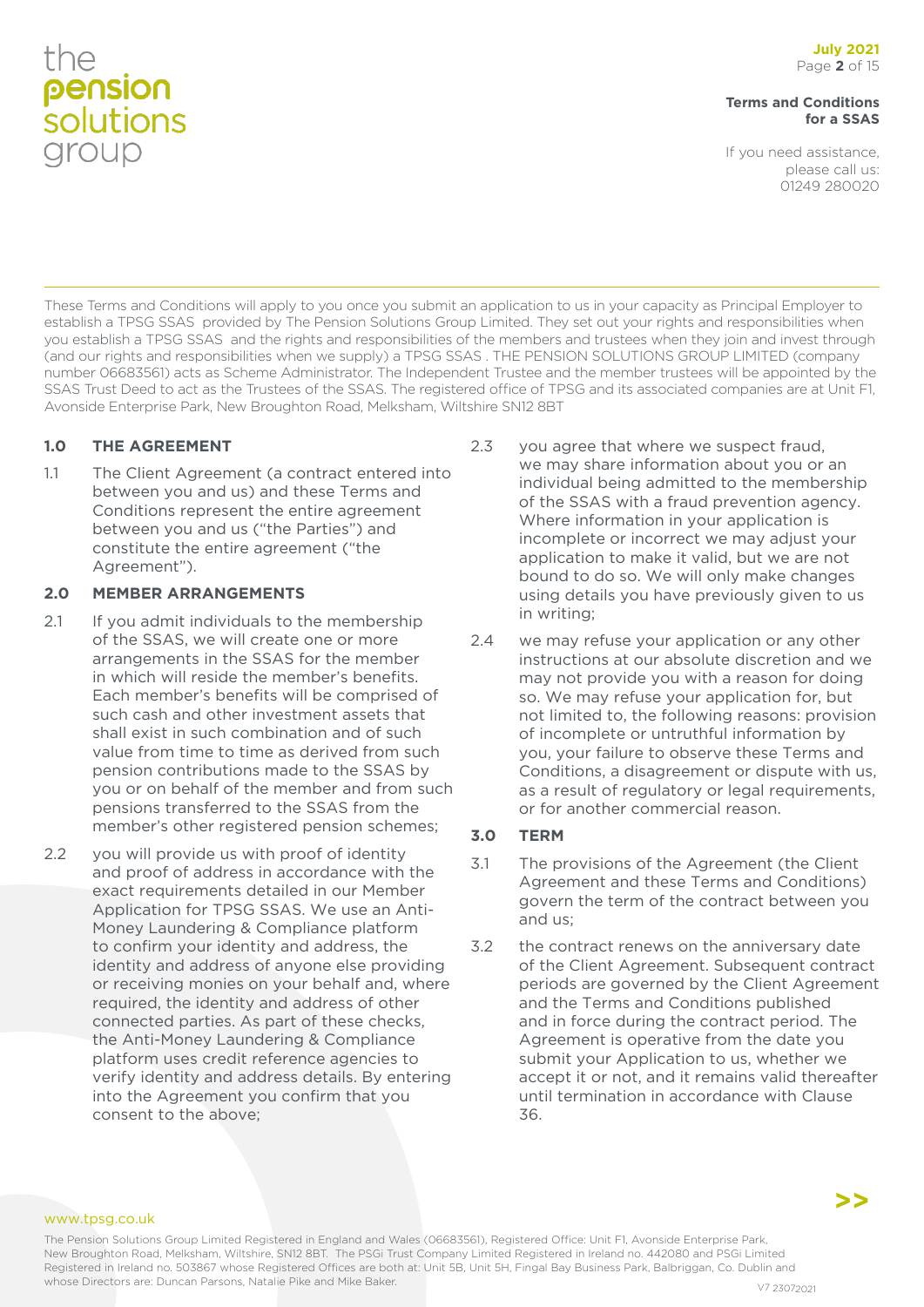These Terms and Conditions will apply to you once you submit an application to us in your capacity as Principal Employer to establish a TPSG SSAS provided by The Pension Solutions Group Limited. They set out your rights and responsibilities when you establish a TPSG SSAS and the rights and responsibilities of the members and trustees when they join and invest through (and our rights and responsibilities when we supply) a TPSG SSAS . THE PENSION SOLUTIONS GROUP LIMITED (company number 06683561) acts as Scheme Administrator. The Independent Trustee and the member trustees will be appointed by the SSAS Trust Deed to act as the Trustees of the SSAS. The registered office of TPSG and its associated companies are at Unit F1, Avonside Enterprise Park, New Broughton Road, Melksham, Wiltshire SN12 8BT

## 1.0 THE AGREEMENT

1.1 The Client Agreement (a contract entered into between you and us) and these Terms and Conditions represent the entire agreement between you and us ("the Parties") and constitute the entire agreement ("the Agreement").

## 2.0 MEMBER ARRANGEMENTS

2.1 If you admit individuals to the membership of the SSAS, we will create one or more arrangements in the SSAS for the member in which will reside the member's benefits. Each member's benefits will be comprised of such cash and other investment assets that shall exist in such combination and of such value from time to time as derived from such pension contributions made to the SSAS by you or on behalf of the member and from such pensions transferred to the SSAS from the member's other registered pension schemes;

2.2 you will provide us with proof of identity and proof of address in accordance with the exact requirements detailed in our Member Application for TPSG SSAS. We use an Anti-Money Laundering & Compliance platform to confirm your identity and address, the identity and address of anyone else providing or receiving monies on your behalf and, where required, the identity and address of other connected parties. As part of these checks, the Anti-Money Laundering & Compliance platform uses credit reference agencies to verify identity and address details. By entering into the Agreement you confirm that you consent to the above;

2.3 you agree that where we suspect fraud, we may share information about you or an individual being admitted to the membership of the SSAS with a fraud prevention agency. Where information in your application is incomplete or incorrect we may adjust your application to make it valid, but we are not bound to do so. We will only make changes using details you have previously given to us in writing;

2.4 we may refuse your application or any other instructions at our absolute discretion and we may not provide you with a reason for doing so. We may refuse your application for, but not limited to, the following reasons: provision of incomplete or untruthful information by you, your failure to observe these Terms and Conditions, a disagreement or dispute with us, as a result of regulatory or legal requirements, or for another commercial reason.

## 3.0 TERM

3.1 The provisions of the Agreement (the Client Agreement and these Terms and Conditions) govern the term of the contract between you and us;

3.2 the contract renews on the anniversary date of the Client Agreement. Subsequent contract periods are governed by the Client Agreement and the Terms and Conditions published and in force during the contract period. The Agreement is operative from the date you submit your Application to us, whether we accept it or not, and it remains valid thereafter until termination in accordance with Clause 36.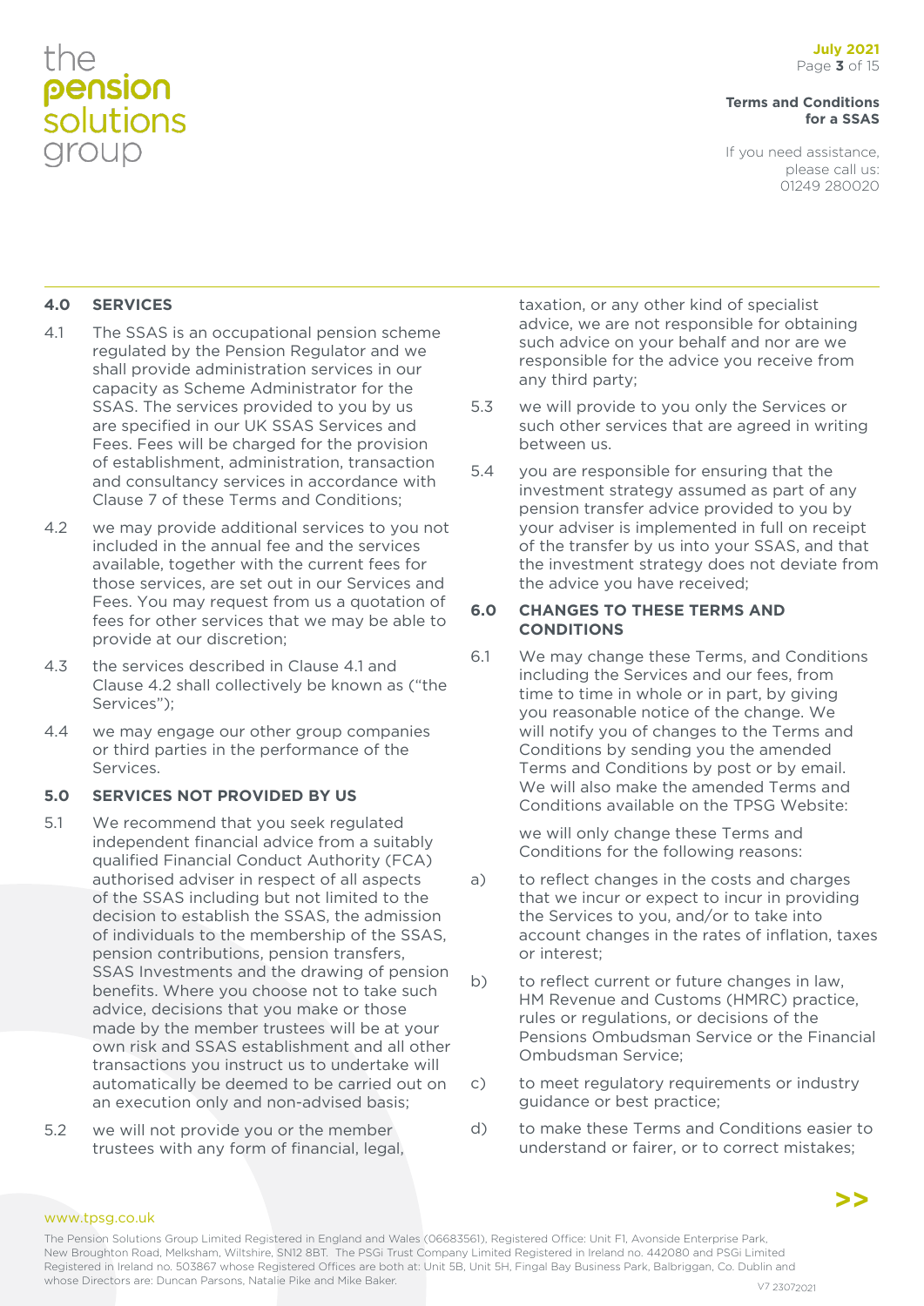## 4.0 SERVICES

4.1 The SSAS is an occupational pension scheme regulated by the Pension Regulator and we shall provide administration services in our capacity as Scheme Administrator for the SSAS. The services provided to you by us are specified in our UK SSAS Services and Fees. Fees will be charged for the provision of establishment, administration, transaction and consultancy services in accordance with Clause 7 of these Terms and Conditions;

4.2 we may provide additional services to you not included in the annual fee and the services available, together with the current fees for those services, are set out in our Services and Fees. You may request from us a quotation of fees for other services that we may be able to provide at our discretion;

4.3 the services described in Clause 4.1 and Clause 4.2 shall collectively be known as ("the Services");

4.4 we may engage our other group companies or third parties in the performance of the Services.

## 5.0 SERVICES NOT PROVIDED BY US

5.1 We recommend that you seek regulated independent financial advice from a suitably qualified Financial Conduct Authority (FCA) authorised adviser in respect of all aspects of the SSAS including but not limited to the decision to establish the SSAS, the admission of individuals to the membership of the SSAS, pension contributions, pension transfers, SSAS Investments and the drawing of pension benefits. Where you choose not to take such advice, decisions that you make or those made by the member trustees will be at your own risk and SSAS establishment and all other transactions you instruct us to undertake will automatically be deemed to be carried out on an execution only and non-advised basis;

5.2 we will not provide you or the member trustees with any form of financial, legal, taxation, or any other kind of specialist advice, we are not responsible for obtaining such advice on your behalf and nor are we responsible for the advice you receive from any third party;

5.3 we will provide to you only the Services or such other services that are agreed in writing between us.

5.4 you are responsible for ensuring that the investment strategy assumed as part of any pension transfer advice provided to you by your adviser is implemented in full on receipt of the transfer by us into your SSAS, and that the investment strategy does not deviate from the advice you have received;

## 6.0 CHANGES TO THESE TERMS AND CONDITIONS

6.1 We may change these Terms, and Conditions including the Services and our fees, from time to time in whole or in part, by giving you reasonable notice of the change. We will notify you of changes to the Terms and Conditions by sending you the amended Terms and Conditions by post or by email. We will also make the amended Terms and Conditions available on the TPSG Website:

we will only change these Terms and Conditions for the following reasons:

a) to reflect changes in the costs and charges that we incur or expect to incur in providing the Services to you, and/or to take into account changes in the rates of inflation, taxes or interest;

b) to reflect current or future changes in law, HM Revenue and Customs (HMRC) practice, rules or regulations, or decisions of the Pensions Ombudsman Service or the Financial Ombudsman Service;

c) to meet regulatory requirements or industry guidance or best practice;

d) to make these Terms and Conditions easier to understand or fairer, or to correct mistakes;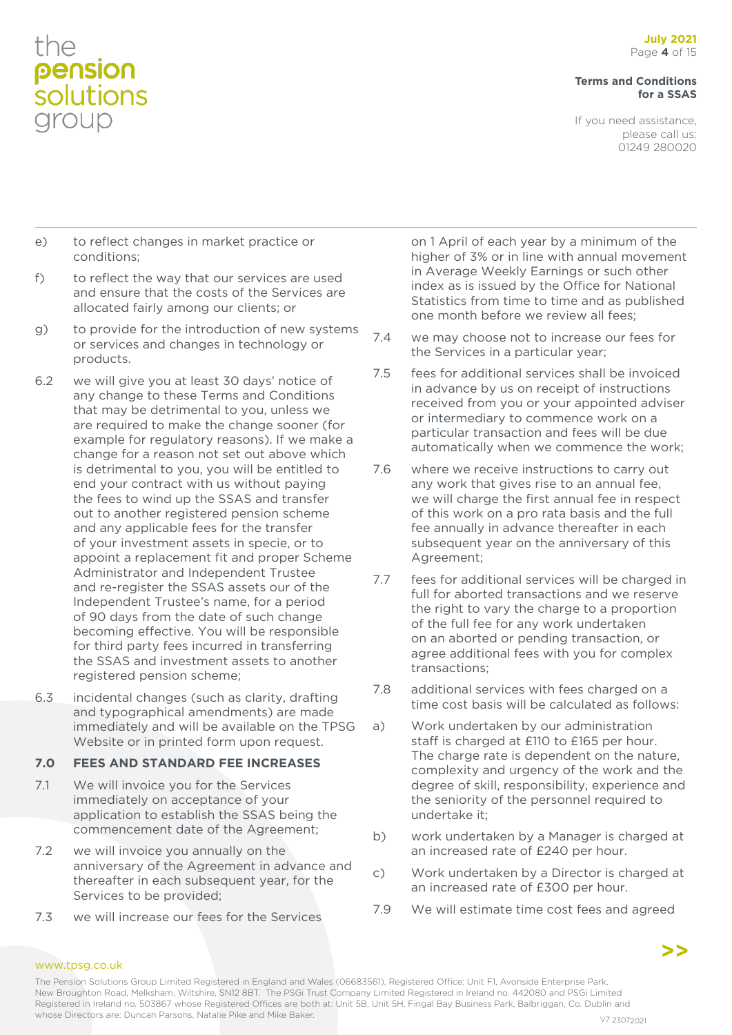e) to reflect changes in market practice or conditions;

f) to reflect the way that our services are used and ensure that the costs of the Services are allocated fairly among our clients; or

g) to provide for the introduction of new systems or services and changes in technology or products.

6.2 we will give you at least 30 days' notice of any change to these Terms and Conditions that may be detrimental to you, unless we are required to make the change sooner (for example for regulatory reasons). If we make a change for a reason not set out above which is detrimental to you, you will be entitled to end your contract with us without paying the fees to wind up the SSAS and transfer out to another registered pension scheme and any applicable fees for the transfer of your investment assets in specie, or to appoint a replacement fit and proper Scheme Administrator and Independent Trustee and re-register the SSAS assets our of the Independent Trustee's name, for a period of 90 days from the date of such change becoming effective. You will be responsible for third party fees incurred in transferring the SSAS and investment assets to another registered pension scheme;

6.3 incidental changes (such as clarity, drafting and typographical amendments) are made immediately and will be available on the TPSG Website or in printed form upon request.

**7.0 FEES AND STANDARD FEE INCREASES**

7.1 We will invoice you for the Services immediately on acceptance of your application to establish the SSAS being the commencement date of the Agreement;

7.2 we will invoice you annually on the anniversary of the Agreement in advance and thereafter in each subsequent year, for the Services to be provided;

7.3 we will increase our fees for the Services on 1 April of each year by a minimum of the higher of 3% or in line with annual movement in Average Weekly Earnings or such other index as is issued by the Office for National Statistics from time to time and as published one month before we review all fees;

7.4 we may choose not to increase our fees for the Services in a particular year;

7.5 fees for additional services shall be invoiced in advance by us on receipt of instructions received from you or your appointed adviser or intermediary to commence work on a particular transaction and fees will be due automatically when we commence the work;

7.6 where we receive instructions to carry out any work that gives rise to an annual fee, we will charge the first annual fee in respect of this work on a pro rata basis and the full fee annually in advance thereafter in each subsequent year on the anniversary of this Agreement;

7.7 fees for additional services will be charged in full for aborted transactions and we reserve the right to vary the charge to a proportion of the full fee for any work undertaken on an aborted or pending transaction, or agree additional fees with you for complex transactions;

7.8 additional services with fees charged on a time cost basis will be calculated as follows:

a) Work undertaken by our administration staff is charged at £110 to £165 per hour. The charge rate is dependent on the nature, complexity and urgency of the work and the degree of skill, responsibility, experience and the seniority of the personnel required to undertake it;

b) work undertaken by a Manager is charged at an increased rate of £240 per hour.

c) Work undertaken by a Director is charged at an increased rate of £300 per hour.

7.9 We will estimate time cost fees and agreed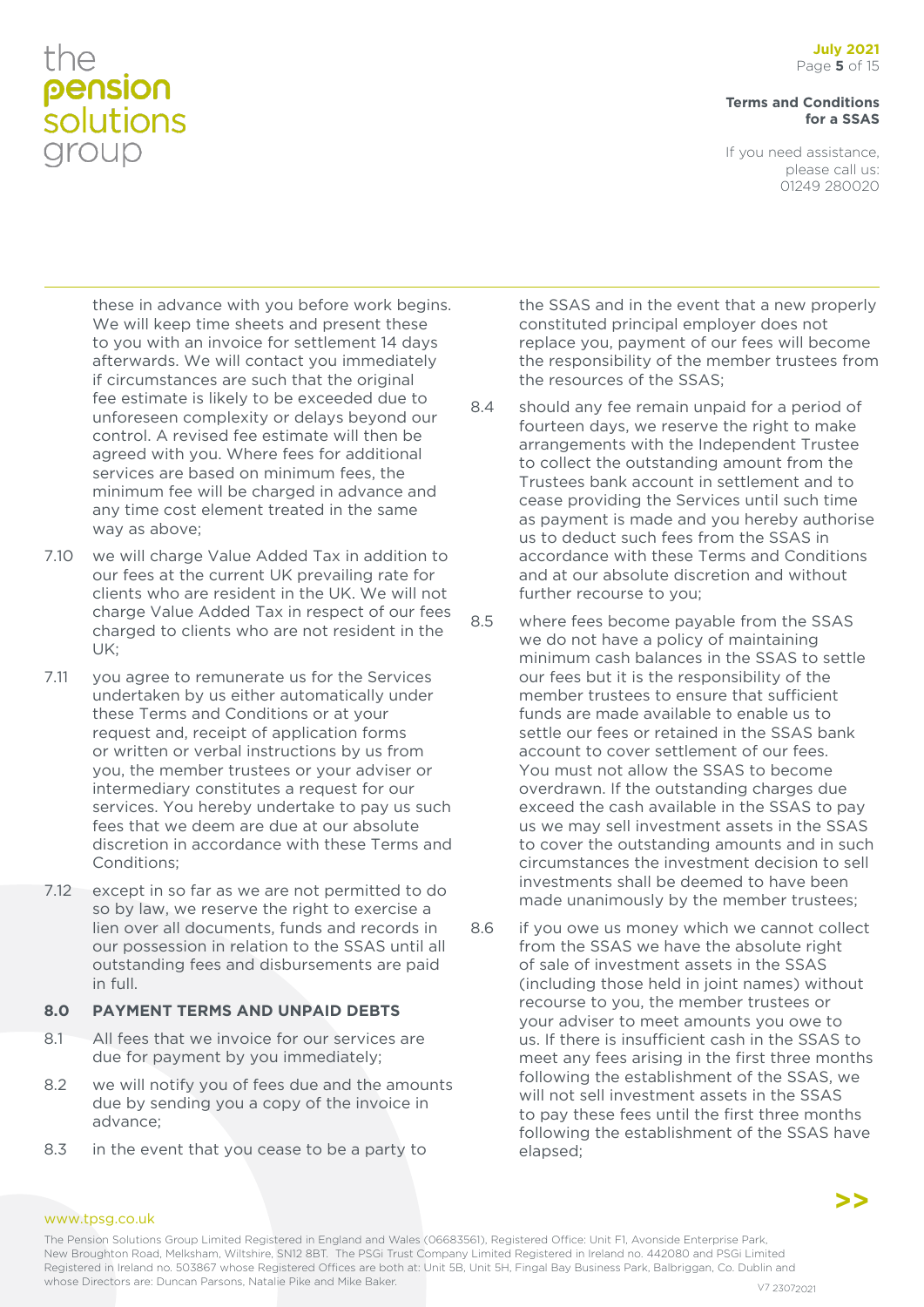these in advance with you before work begins. We will keep time sheets and present these to you with an invoice for settlement 14 days afterwards. We will contact you immediately if circumstances are such that the original fee estimate is likely to be exceeded due to unforeseen complexity or delays beyond our control. A revised fee estimate will then be agreed with you. Where fees for additional services are based on minimum fees, the minimum fee will be charged in advance and any time cost element treated in the same way as above;

7.10 we will charge Value Added Tax in addition to our fees at the current UK prevailing rate for clients who are resident in the UK. We will not charge Value Added Tax in respect of our fees charged to clients who are not resident in the UK;

7.11 you agree to remunerate us for the Services undertaken by us either automatically under these Terms and Conditions or at your request and, receipt of application forms or written or verbal instructions by us from you, the member trustees or your adviser or intermediary constitutes a request for our services. You hereby undertake to pay us such fees that we deem are due at our absolute discretion in accordance with these Terms and Conditions;

7.12 except in so far as we are not permitted to do so by law, we reserve the right to exercise a lien over all documents, funds and records in our possession in relation to the SSAS until all outstanding fees and disbursements are paid in full.

## 8.0 PAYMENT TERMS AND UNPAID DEBTS

8.1 All fees that we invoice for our services are due for payment by you immediately;

8.2 we will notify you of fees due and the amounts due by sending you a copy of the invoice in advance;

8.3 in the event that you cease to be a party to the SSAS and in the event that a new properly constituted principal employer does not replace you, payment of our fees will become the responsibility of the member trustees from the resources of the SSAS;

8.4 should any fee remain unpaid for a period of fourteen days, we reserve the right to make arrangements with the Independent Trustee to collect the outstanding amount from the Trustees bank account in settlement and to cease providing the Services until such time as payment is made and you hereby authorise us to deduct such fees from the SSAS in accordance with these Terms and Conditions and at our absolute discretion and without further recourse to you;

8.5 where fees become payable from the SSAS we do not have a policy of maintaining minimum cash balances in the SSAS to settle our fees but it is the responsibility of the member trustees to ensure that sufficient funds are made available to enable us to settle our fees or retained in the SSAS bank account to cover settlement of our fees. You must not allow the SSAS to become overdrawn. If the outstanding charges due exceed the cash available in the SSAS to pay us we may sell investment assets in the SSAS to cover the outstanding amounts and in such circumstances the investment decision to sell investments shall be deemed to have been made unanimously by the member trustees;

8.6 if you owe us money which we cannot collect from the SSAS we have the absolute right of sale of investment assets in the SSAS (including those held in joint names) without recourse to you, the member trustees or your adviser to meet amounts you owe to us. If there is insufficient cash in the SSAS to meet any fees arising in the first three months following the establishment of the SSAS, we will not sell investment assets in the SSAS to pay these fees until the first three months following the establishment of the SSAS have elapsed;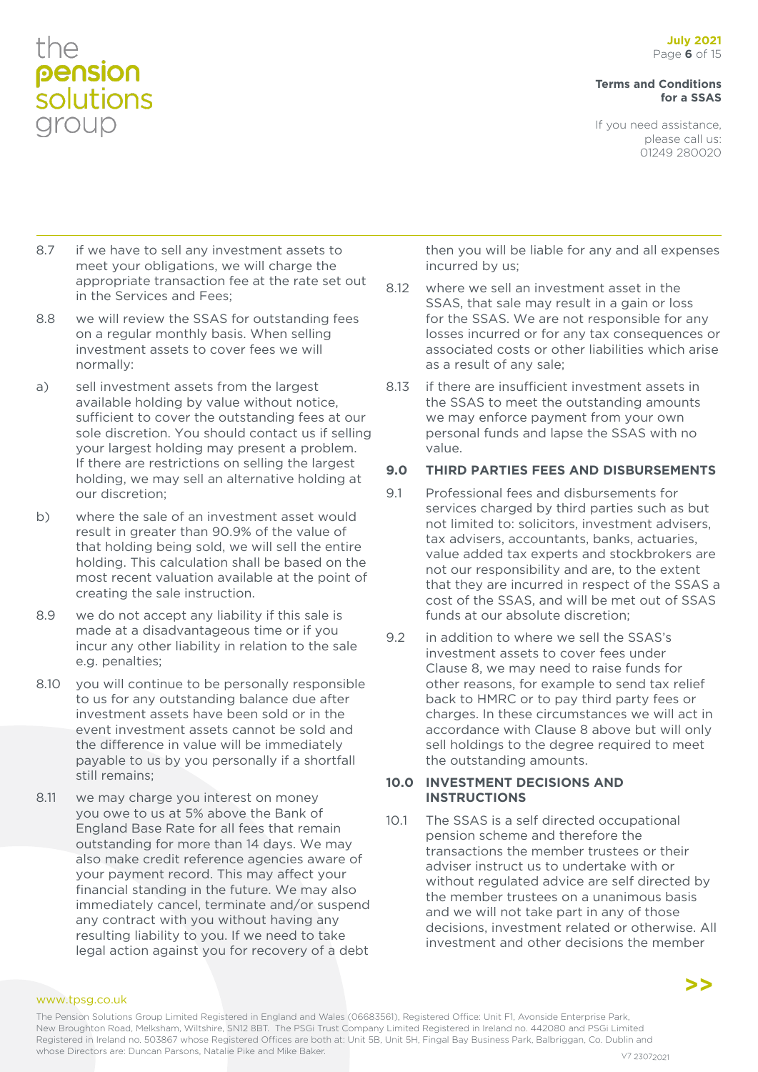8.7 if we have to sell any investment assets to meet your obligations, we will charge the appropriate transaction fee at the rate set out in the Services and Fees;

8.8 we will review the SSAS for outstanding fees on a regular monthly basis. When selling investment assets to cover fees we will normally:

a) sell investment assets from the largest available holding by value without notice, sufficient to cover the outstanding fees at our sole discretion. You should contact us if selling your largest holding may present a problem. If there are restrictions on selling the largest holding, we may sell an alternative holding at our discretion;

b) where the sale of an investment asset would result in greater than 90.9% of the value of that holding being sold, we will sell the entire holding. This calculation shall be based on the most recent valuation available at the point of creating the sale instruction.

8.9 we do not accept any liability if this sale is made at a disadvantageous time or if you incur any other liability in relation to the sale e.g. penalties;

8.10 you will continue to be personally responsible to us for any outstanding balance due after investment assets have been sold or in the event investment assets cannot be sold and the difference in value will be immediately payable to us by you personally if a shortfall still remains;

8.11 we may charge you interest on money you owe to us at 5% above the Bank of England Base Rate for all fees that remain outstanding for more than 14 days. We may also make credit reference agencies aware of your payment record. This may affect your financial standing in the future. We may also immediately cancel, terminate and/or suspend any contract with you without having any resulting liability to you. If we need to take legal action against you for recovery of a debt then you will be liable for any and all expenses incurred by us;

8.12 where we sell an investment asset in the SSAS, that sale may result in a gain or loss for the SSAS. We are not responsible for any losses incurred or for any tax consequences or associated costs or other liabilities which arise as a result of any sale;

8.13 if there are insufficient investment assets in the SSAS to meet the outstanding amounts we may enforce payment from your own personal funds and lapse the SSAS with no value.

## 9.0 THIRD PARTIES FEES AND DISBURSEMENTS

9.1 Professional fees and disbursements for services charged by third parties such as but not limited to: solicitors, investment advisers, tax advisers, accountants, banks, actuaries, value added tax experts and stockbrokers are not our responsibility and are, to the extent that they are incurred in respect of the SSAS a cost of the SSAS, and will be met out of SSAS funds at our absolute discretion;

9.2 in addition to where we sell the SSAS's investment assets to cover fees under Clause 8, we may need to raise funds for other reasons, for example to send tax relief back to HMRC or to pay third party fees or charges. In these circumstances we will act in accordance with Clause 8 above but will only sell holdings to the degree required to meet the outstanding amounts.

## 10.0 INVESTMENT DECISIONS AND INSTRUCTIONS

10.1 The SSAS is a self directed occupational pension scheme and therefore the transactions the member trustees or their adviser instruct us to undertake with or without regulated advice are self directed by the member trustees on a unanimous basis and we will not take part in any of those decisions, investment related or otherwise. All investment and other decisions the member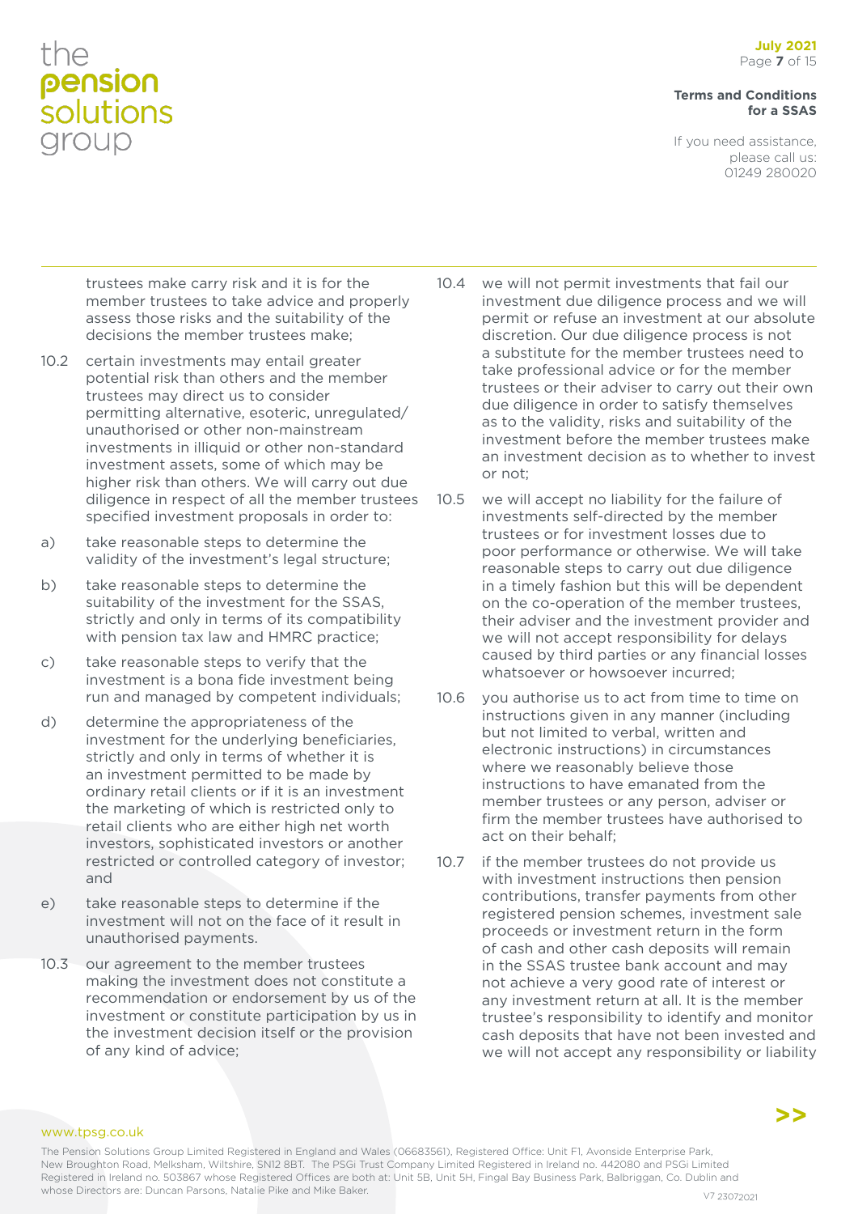trustees make carry risk and it is for the member trustees to take advice and properly assess those risks and the suitability of the decisions the member trustees make;

10.2 certain investments may entail greater potential risk than others and the member trustees may direct us to consider permitting alternative, esoteric, unregulated/unauthorised or other non-mainstream investments in illiquid or other non-standard investment assets, some of which may be higher risk than others. We will carry out due diligence in respect of all the member trustees specified investment proposals in order to:

a) take reasonable steps to determine the validity of the investment's legal structure;

b) take reasonable steps to determine the suitability of the investment for the SSAS, strictly and only in terms of its compatibility with pension tax law and HMRC practice;

c) take reasonable steps to verify that the investment is a bona fide investment being run and managed by competent individuals;

d) determine the appropriateness of the investment for the underlying beneficiaries, strictly and only in terms of whether it is an investment permitted to be made by ordinary retail clients or if it is an investment the marketing of which is restricted only to retail clients who are either high net worth investors, sophisticated investors or another restricted or controlled category of investor; and

e) take reasonable steps to determine if the investment will not on the face of it result in unauthorised payments.

10.3 our agreement to the member trustees making the investment does not constitute a recommendation or endorsement by us of the investment or constitute participation by us in the investment decision itself or the provision of any kind of advice;

10.4 we will not permit investments that fail our investment due diligence process and we will permit or refuse an investment at our absolute discretion. Our due diligence process is not a substitute for the member trustees need to take professional advice or for the member trustees or their adviser to carry out their own due diligence in order to satisfy themselves as to the validity, risks and suitability of the investment before the member trustees make an investment decision as to whether to invest or not;

10.5 we will accept no liability for the failure of investments self-directed by the member trustees or for investment losses due to poor performance or otherwise. We will take reasonable steps to carry out due diligence in a timely fashion but this will be dependent on the co-operation of the member trustees, their adviser and the investment provider and we will not accept responsibility for delays caused by third parties or any financial losses whatsoever or howsoever incurred;

10.6 you authorise us to act from time to time on instructions given in any manner (including but not limited to verbal, written and electronic instructions) in circumstances where we reasonably believe those instructions to have emanated from the member trustees or any person, adviser or firm the member trustees have authorised to act on their behalf;

10.7 if the member trustees do not provide us with investment instructions then pension contributions, transfer payments from other registered pension schemes, investment sale proceeds or investment return in the form of cash and other cash deposits will remain in the SSAS trustee bank account and may not achieve a very good rate of interest or any investment return at all. It is the member trustee's responsibility to identify and monitor cash deposits that have not been invested and we will not accept any responsibility or liability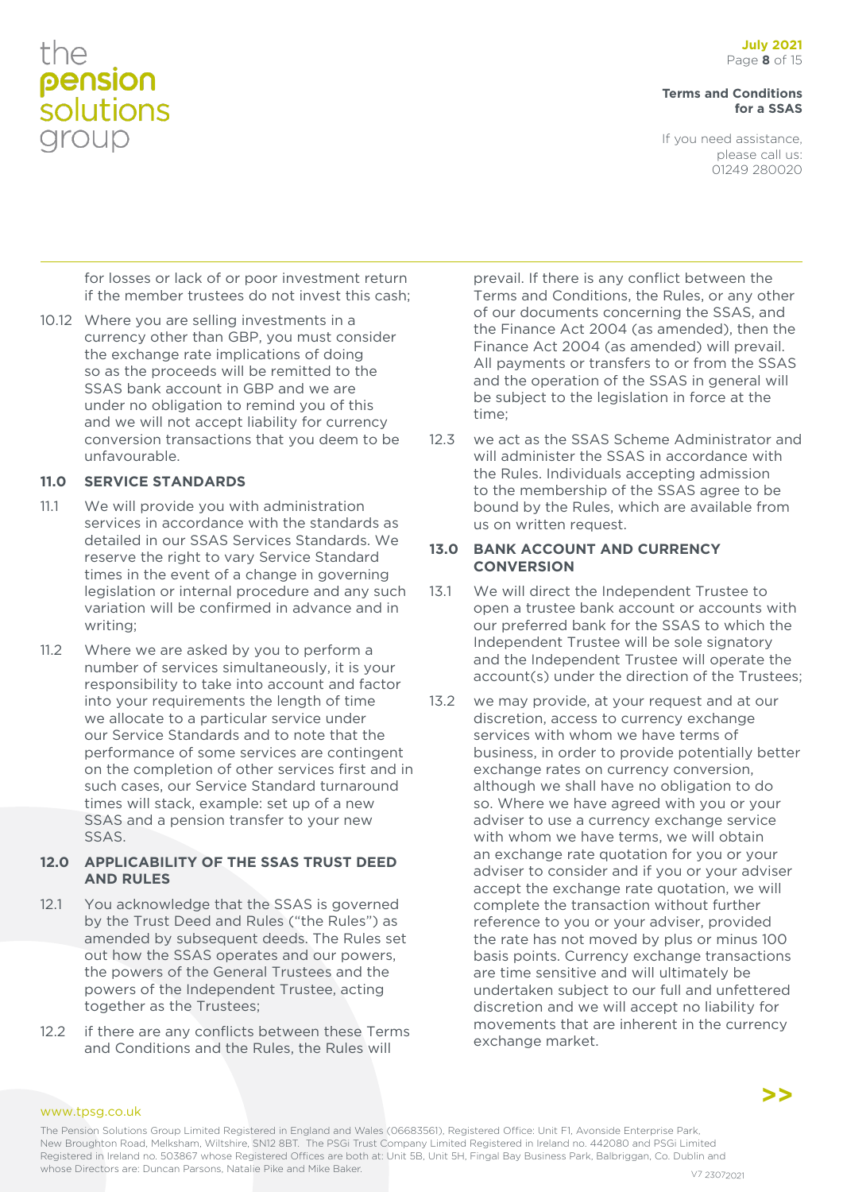for losses or lack of or poor investment return if the member trustees do not invest this cash;

10.12 Where you are selling investments in a currency other than GBP, you must consider the exchange rate implications of doing so as the proceeds will be remitted to the SSAS bank account in GBP and we are under no obligation to remind you of this and we will not accept liability for currency conversion transactions that you deem to be unfavourable.

## 11.0 SERVICE STANDARDS

11.1 We will provide you with administration services in accordance with the standards as detailed in our SSAS Services Standards. We reserve the right to vary Service Standard times in the event of a change in governing legislation or internal procedure and any such variation will be confirmed in advance and in writing;

11.2 Where we are asked by you to perform a number of services simultaneously, it is your responsibility to take into account and factor into your requirements the length of time we allocate to a particular service under our Service Standards and to note that the performance of some services are contingent on the completion of other services first and in such cases, our Service Standard turnaround times will stack, example: set up of a new SSAS and a pension transfer to your new SSAS.

## 12.0 APPLICABILITY OF THE SSAS TRUST DEED AND RULES

12.1 You acknowledge that the SSAS is governed by the Trust Deed and Rules ("the Rules") as amended by subsequent deeds. The Rules set out how the SSAS operates and our powers, the powers of the General Trustees and the powers of the Independent Trustee, acting together as the Trustees;

12.2 if there are any conflicts between these Terms and Conditions and the Rules, the Rules will prevail. If there is any conflict between the Terms and Conditions, the Rules, or any other of our documents concerning the SSAS, and the Finance Act 2004 (as amended), then the Finance Act 2004 (as amended) will prevail. All payments or transfers to or from the SSAS and the operation of the SSAS in general will be subject to the legislation in force at the time;

12.3 we act as the SSAS Scheme Administrator and will administer the SSAS in accordance with the Rules. Individuals accepting admission to the membership of the SSAS agree to be bound by the Rules, which are available from us on written request.

## 13.0 BANK ACCOUNT AND CURRENCY CONVERSION

13.1 We will direct the Independent Trustee to open a trustee bank account or accounts with our preferred bank for the SSAS to which the Independent Trustee will be sole signatory and the Independent Trustee will operate the account(s) under the direction of the Trustees;

13.2 we may provide, at your request and at our discretion, access to currency exchange services with whom we have terms of business, in order to provide potentially better exchange rates on currency conversion, although we shall have no obligation to do so. Where we have agreed with you or your adviser to use a currency exchange service with whom we have terms, we will obtain an exchange rate quotation for you or your adviser to consider and if you or your adviser accept the exchange rate quotation, we will complete the transaction without further reference to you or your adviser, provided the rate has not moved by plus or minus 100 basis points. Currency exchange transactions are time sensitive and will ultimately be undertaken subject to our full and unfettered discretion and we will accept no liability for movements that are inherent in the currency exchange market.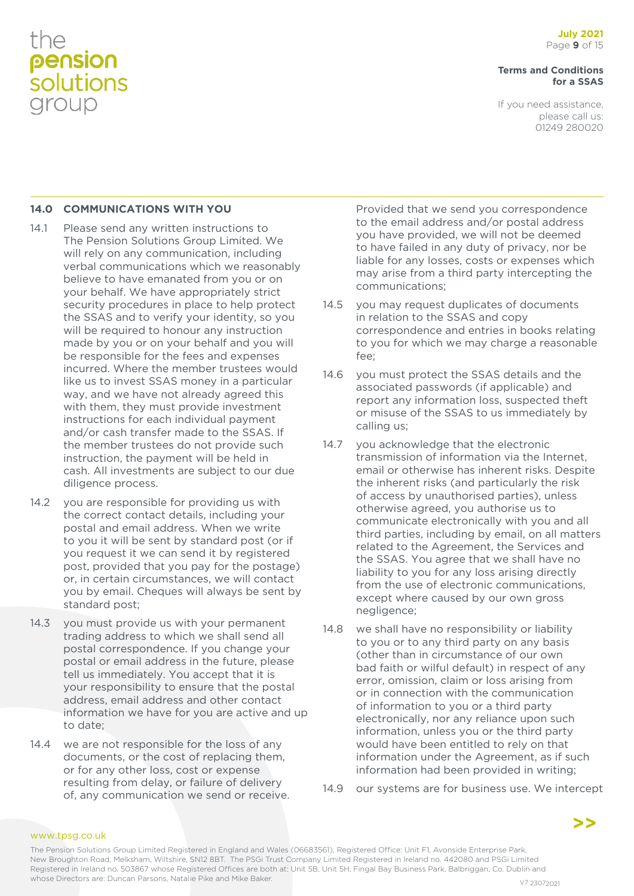## 14.0 COMMUNICATIONS WITH YOU

14.1 Please send any written instructions to The Pension Solutions Group Limited. We will rely on any communication, including verbal communications which we reasonably believe to have emanated from you or on your behalf. We have appropriately strict security procedures in place to help protect the SSAS and to verify your identity, so you will be required to honour any instruction made by you or on your behalf and you will be responsible for the fees and expenses incurred. Where the member trustees would like us to invest SSAS money in a particular way, and we have not already agreed this with them, they must provide investment instructions for each individual payment and/or cash transfer made to the SSAS. If the member trustees do not provide such instruction, the payment will be held in cash. All investments are subject to our due diligence process.

14.2 you are responsible for providing us with the correct contact details, including your postal and email address. When we write to you it will be sent by standard post (or if you request it we can send it by registered post, provided that you pay for the postage) or, in certain circumstances, we will contact you by email. Cheques will always be sent by standard post;

14.3 you must provide us with your permanent trading address to which we shall send all postal correspondence. If you change your postal or email address in the future, please tell us immediately. You accept that it is your responsibility to ensure that the postal address, email address and other contact information we have for you are active and up to date;

14.4 we are not responsible for the loss of any documents, or the cost of replacing them, or for any other loss, cost or expense resulting from delay, or failure of delivery of, any communication we send or receive. Provided that we send you correspondence to the email address and/or postal address you have provided, we will not be deemed to have failed in any duty of privacy, nor be liable for any losses, costs or expenses which may arise from a third party intercepting the communications;

14.5 you may request duplicates of documents in relation to the SSAS and copy correspondence and entries in books relating to you for which we may charge a reasonable fee;

14.6 you must protect the SSAS details and the associated passwords (if applicable) and report any information loss, suspected theft or misuse of the SSAS to us immediately by calling us;

14.7 you acknowledge that the electronic transmission of information via the Internet, email or otherwise has inherent risks. Despite the inherent risks (and particularly the risk of access by unauthorised parties), unless otherwise agreed, you authorise us to communicate electronically with you and all third parties, including by email, on all matters related to the Agreement, the Services and the SSAS. You agree that we shall have no liability to you for any loss arising directly from the use of electronic communications, except where caused by our own gross negligence;

14.8 we shall have no responsibility or liability to you or to any third party on any basis (other than in circumstance of our own bad faith or wilful default) in respect of any error, omission, claim or loss arising from or in connection with the communication of information to you or a third party electronically, nor any reliance upon such information, unless you or the third party would have been entitled to rely on that information under the Agreement, as if such information had been provided in writing;

14.9 our systems are for business use. We intercept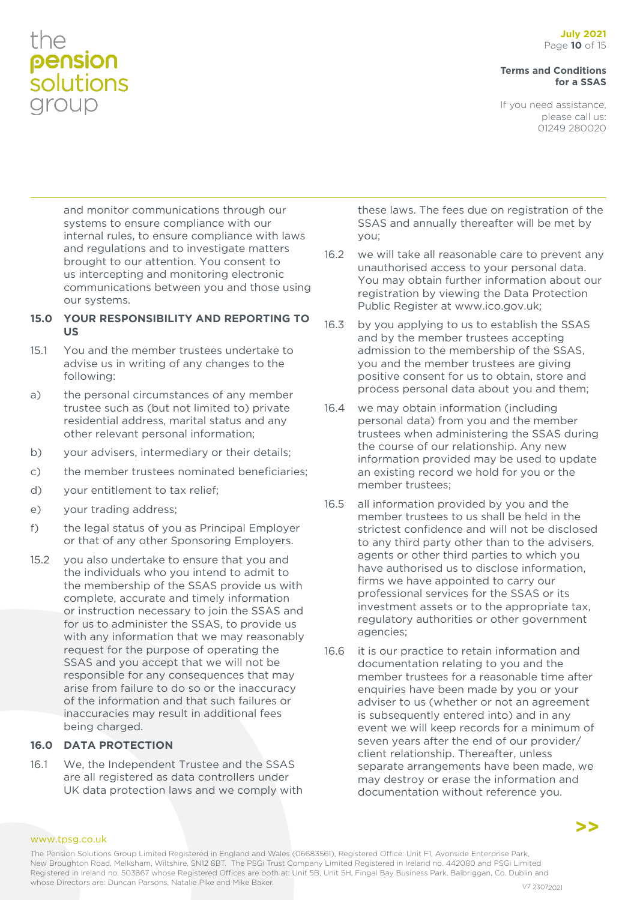and monitor communications through our systems to ensure compliance with our internal rules, to ensure compliance with laws and regulations and to investigate matters brought to our attention. You consent to us intercepting and monitoring electronic communications between you and those using our systems.

## 15.0 YOUR RESPONSIBILITY AND REPORTING TO US

15.1 You and the member trustees undertake to advise us in writing of any changes to the following:

a) the personal circumstances of any member trustee such as (but not limited to) private residential address, marital status and any other relevant personal information;

b) your advisers, intermediary or their details;

c) the member trustees nominated beneficiaries;

d) your entitlement to tax relief;

e) your trading address;

f) the legal status of you as Principal Employer or that of any other Sponsoring Employers.

15.2 you also undertake to ensure that you and the individuals who you intend to admit to the membership of the SSAS provide us with complete, accurate and timely information or instruction necessary to join the SSAS and for us to administer the SSAS, to provide us with any information that we may reasonably request for the purpose of operating the SSAS and you accept that we will not be responsible for any consequences that may arise from failure to do so or the inaccuracy of the information and that such failures or inaccuracies may result in additional fees being charged.

## 16.0 DATA PROTECTION

16.1 We, the Independent Trustee and the SSAS are all registered as data controllers under UK data protection laws and we comply with these laws. The fees due on registration of the SSAS and annually thereafter will be met by you;

16.2 we will take all reasonable care to prevent any unauthorised access to your personal data. You may obtain further information about our registration by viewing the Data Protection Public Register at www.ico.gov.uk;

16.3 by you applying to us to establish the SSAS and by the member trustees accepting admission to the membership of the SSAS, you and the member trustees are giving positive consent for us to obtain, store and process personal data about you and them;

16.4 we may obtain information (including personal data) from you and the member trustees when administering the SSAS during the course of our relationship. Any new information provided may be used to update an existing record we hold for you or the member trustees;

16.5 all information provided by you and the member trustees to us shall be held in the strictest confidence and will not be disclosed to any third party other than to the advisers, agents or other third parties to which you have authorised us to disclose information, firms we have appointed to carry our professional services for the SSAS or its investment assets or to the appropriate tax, regulatory authorities or other government agencies;

16.6 it is our practice to retain information and documentation relating to you and the member trustees for a reasonable time after enquiries have been made by you or your adviser to us (whether or not an agreement is subsequently entered into) and in any event we will keep records for a minimum of seven years after the end of our provider/client relationship. Thereafter, unless separate arrangements have been made, we may destroy or erase the information and documentation without reference you.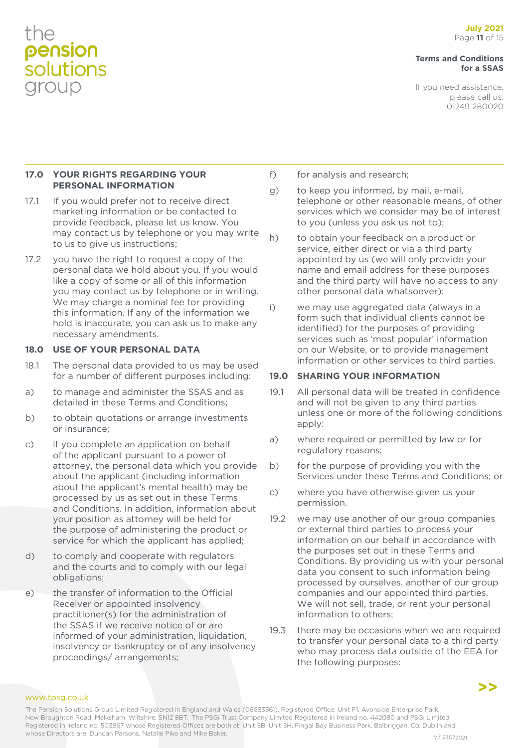## 17.0 YOUR RIGHTS REGARDING YOUR PERSONAL INFORMATION

17.1 If you would prefer not to receive direct marketing information or be contacted to provide feedback, please let us know. You may contact us by telephone or you may write to us to give us instructions;

17.2 you have the right to request a copy of the personal data we hold about you. If you would like a copy of some or all of this information you may contact us by telephone or in writing. We may charge a nominal fee for providing this information. If any of the information we hold is inaccurate, you can ask us to make any necessary amendments.

## 18.0 USE OF YOUR PERSONAL DATA

18.1 The personal data provided to us may be used for a number of different purposes including:

a) to manage and administer the SSAS and as detailed in these Terms and Conditions;

b) to obtain quotations or arrange investments or insurance;

c) if you complete an application on behalf of the applicant pursuant to a power of attorney, the personal data which you provide about the applicant (including information about the applicant's mental health) may be processed by us as set out in these Terms and Conditions. In addition, information about your position as attorney will be held for the purpose of administering the product or service for which the applicant has applied;

d) to comply and cooperate with regulators and the courts and to comply with our legal obligations;

e) the transfer of information to the Official Receiver or appointed insolvency practitioner(s) for the administration of the SSAS if we receive notice of or are informed of your administration, liquidation, insolvency or bankruptcy or of any insolvency proceedings/ arrangements;

f) for analysis and research;

g) to keep you informed, by mail, e-mail, telephone or other reasonable means, of other services which we consider may be of interest to you (unless you ask us not to);

h) to obtain your feedback on a product or service, either direct or via a third party appointed by us (we will only provide your name and email address for these purposes and the third party will have no access to any other personal data whatsoever);

i) we may use aggregated data (always in a form such that individual clients cannot be identified) for the purposes of providing services such as 'most popular' information on our Website, or to provide management information or other services to third parties.

## 19.0 SHARING YOUR INFORMATION

19.1 All personal data will be treated in confidence and will not be given to any third parties unless one or more of the following conditions apply:

a) where required or permitted by law or for regulatory reasons;

b) for the purpose of providing you with the Services under these Terms and Conditions; or

c) where you have otherwise given us your permission.

19.2 we may use another of our group companies or external third parties to process your information on our behalf in accordance with the purposes set out in these Terms and Conditions. By providing us with your personal data you consent to such information being processed by ourselves, another of our group companies and our appointed third parties. We will not sell, trade, or rent your personal information to others;

19.3 there may be occasions when we are required to transfer your personal data to a third party who may process data outside of the EEA for the following purposes: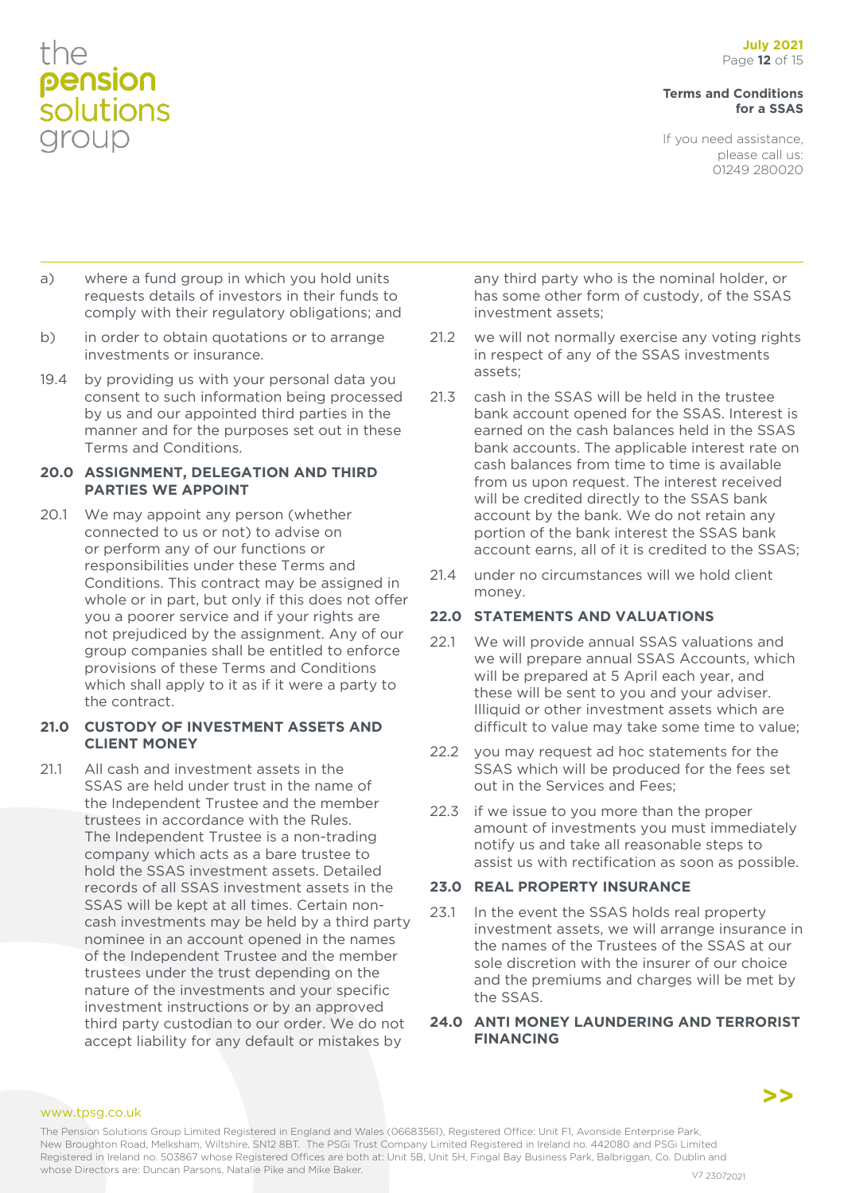a) where a fund group in which you hold units requests details of investors in their funds to comply with their regulatory obligations; and

b) in order to obtain quotations or to arrange investments or insurance.

19.4 by providing us with your personal data you consent to such information being processed by us and our appointed third parties in the manner and for the purposes set out in these Terms and Conditions.

## 20.0 ASSIGNMENT, DELEGATION AND THIRD PARTIES WE APPOINT

20.1 We may appoint any person (whether connected to us or not) to advise on or perform any of our functions or responsibilities under these Terms and Conditions. This contract may be assigned in whole or in part, but only if this does not offer you a poorer service and if your rights are not prejudiced by the assignment. Any of our group companies shall be entitled to enforce provisions of these Terms and Conditions which shall apply to it as if it were a party to the contract.

## 21.0 CUSTODY OF INVESTMENT ASSETS AND CLIENT MONEY

21.1 All cash and investment assets in the SSAS are held under trust in the name of the Independent Trustee and the member trustees in accordance with the Rules. The Independent Trustee is a non-trading company which acts as a bare trustee to hold the SSAS investment assets. Detailed records of all SSAS investment assets in the SSAS will be kept at all times. Certain non-cash investments may be held by a third party nominee in an account opened in the names of the Independent Trustee and the member trustees under the trust depending on the nature of the investments and your specific investment instructions or by an approved third party custodian to our order. We do not accept liability for any default or mistakes by any third party who is the nominal holder, or has some other form of custody, of the SSAS investment assets;

21.2 we will not normally exercise any voting rights in respect of any of the SSAS investments assets;

21.3 cash in the SSAS will be held in the trustee bank account opened for the SSAS. Interest is earned on the cash balances held in the SSAS bank accounts. The applicable interest rate on cash balances from time to time is available from us upon request. The interest received will be credited directly to the SSAS bank account by the bank. We do not retain any portion of the bank interest the SSAS bank account earns, all of it is credited to the SSAS;

21.4 under no circumstances will we hold client money.

## 22.0 STATEMENTS AND VALUATIONS

22.1 We will provide annual SSAS valuations and we will prepare annual SSAS Accounts, which will be prepared at 5 April each year, and these will be sent to you and your adviser. Illiquid or other investment assets which are difficult to value may take some time to value;

22.2 you may request ad hoc statements for the SSAS which will be produced for the fees set out in the Services and Fees;

22.3 if we issue to you more than the proper amount of investments you must immediately notify us and take all reasonable steps to assist us with rectification as soon as possible.

## 23.0 REAL PROPERTY INSURANCE

23.1 In the event the SSAS holds real property investment assets, we will arrange insurance in the names of the Trustees of the SSAS at our sole discretion with the insurer of our choice and the premiums and charges will be met by the SSAS.

## 24.0 ANTI MONEY LAUNDERING AND TERRORIST FINANCING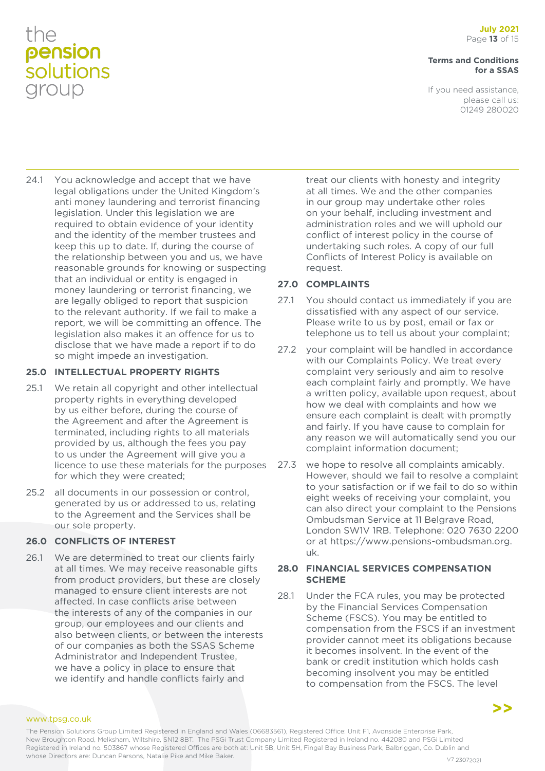24.1 You acknowledge and accept that we have legal obligations under the United Kingdom's anti money laundering and terrorist financing legislation. Under this legislation we are required to obtain evidence of your identity and the identity of the member trustees and keep this up to date. If, during the course of the relationship between you and us, we have reasonable grounds for knowing or suspecting that an individual or entity is engaged in money laundering or terrorist financing, we are legally obliged to report that suspicion to the relevant authority. If we fail to make a report, we will be committing an offence. The legislation also makes it an offence for us to disclose that we have made a report if to do so might impede an investigation.

## 25.0 INTELLECTUAL PROPERTY RIGHTS

25.1 We retain all copyright and other intellectual property rights in everything developed by us either before, during the course of the Agreement and after the Agreement is terminated, including rights to all materials provided by us, although the fees you pay to us under the Agreement will give you a licence to use these materials for the purposes for which they were created;

25.2 all documents in our possession or control, generated by us or addressed to us, relating to the Agreement and the Services shall be our sole property.

## 26.0 CONFLICTS OF INTEREST

26.1 We are determined to treat our clients fairly at all times. We may receive reasonable gifts from product providers, but these are closely managed to ensure client interests are not affected. In case conflicts arise between the interests of any of the companies in our group, our employees and our clients and also between clients, or between the interests of our companies as both the SSAS Scheme Administrator and Independent Trustee, we have a policy in place to ensure that we identify and handle conflicts fairly and treat our clients with honesty and integrity at all times. We and the other companies in our group may undertake other roles on your behalf, including investment and administration roles and we will uphold our conflict of interest policy in the course of undertaking such roles. A copy of our full Conflicts of Interest Policy is available on request.

## 27.0 COMPLAINTS

27.1 You should contact us immediately if you are dissatisfied with any aspect of our service. Please write to us by post, email or fax or telephone us to tell us about your complaint;

27.2 your complaint will be handled in accordance with our Complaints Policy. We treat every complaint very seriously and aim to resolve each complaint fairly and promptly. We have a written policy, available upon request, about how we deal with complaints and how we ensure each complaint is dealt with promptly and fairly. If you have cause to complain for any reason we will automatically send you our complaint information document;

27.3 we hope to resolve all complaints amicably. However, should we fail to resolve a complaint to your satisfaction or if we fail to do so within eight weeks of receiving your complaint, you can also direct your complaint to the Pensions Ombudsman Service at 11 Belgrave Road, London SW1V 1RB. Telephone: 020 7630 2200 or at https://www.pensions-ombudsman.org.uk.

## 28.0 FINANCIAL SERVICES COMPENSATION SCHEME

28.1 Under the FCA rules, you may be protected by the Financial Services Compensation Scheme (FSCS). You may be entitled to compensation from the FSCS if an investment provider cannot meet its obligations because it becomes insolvent. In the event of the bank or credit institution which holds cash becoming insolvent you may be entitled to compensation from the FSCS. The level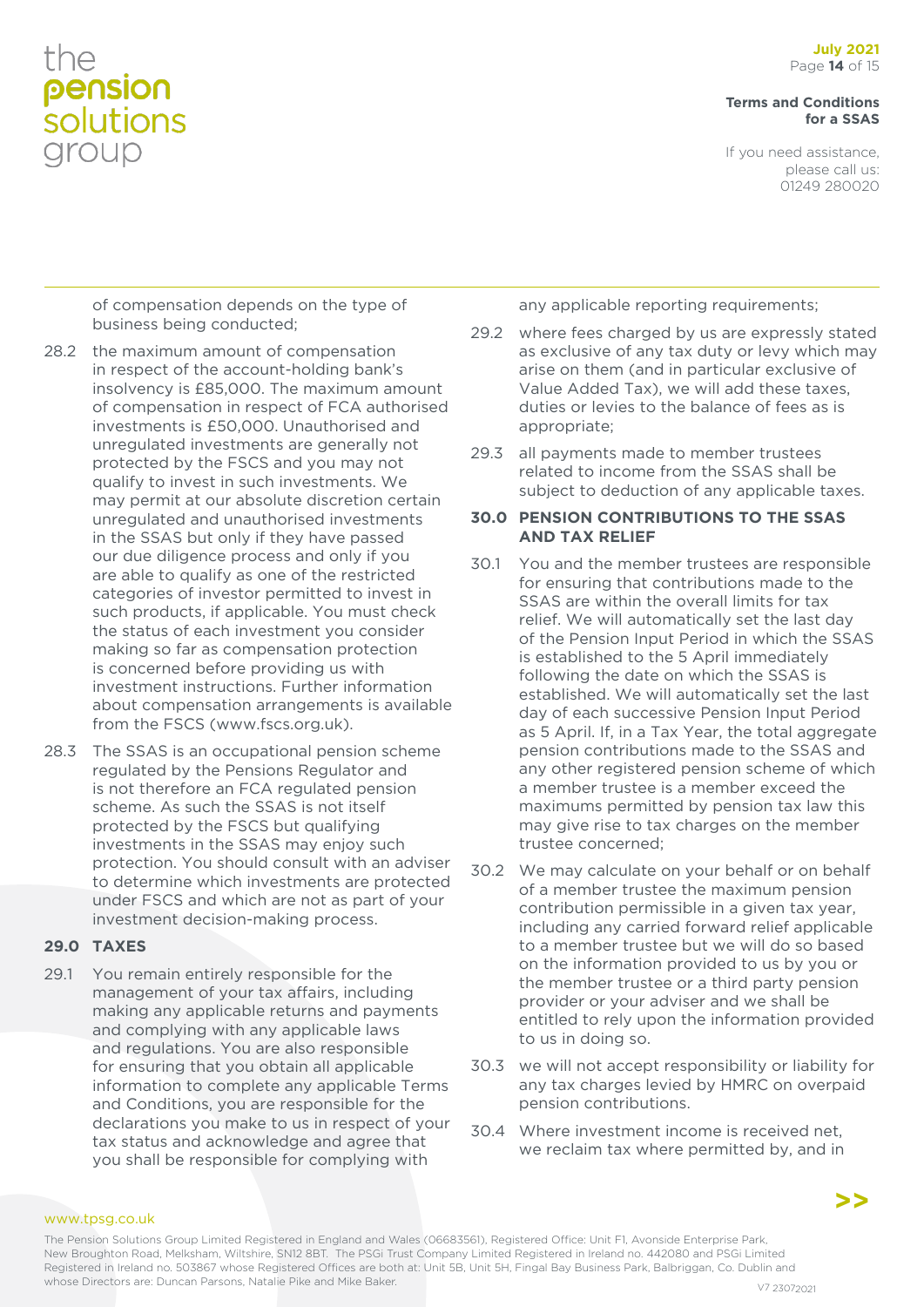of compensation depends on the type of business being conducted;

28.2 the maximum amount of compensation in respect of the account-holding bank's insolvency is £85,000. The maximum amount of compensation in respect of FCA authorised investments is £50,000. Unauthorised and unregulated investments are generally not protected by the FSCS and you may not qualify to invest in such investments. We may permit at our absolute discretion certain unregulated and unauthorised investments in the SSAS but only if they have passed our due diligence process and only if you are able to qualify as one of the restricted categories of investor permitted to invest in such products, if applicable. You must check the status of each investment you consider making so far as compensation protection is concerned before providing us with investment instructions. Further information about compensation arrangements is available from the FSCS (www.fscs.org.uk).

28.3 The SSAS is an occupational pension scheme regulated by the Pensions Regulator and is not therefore an FCA regulated pension scheme. As such the SSAS is not itself protected by the FSCS but qualifying investments in the SSAS may enjoy such protection. You should consult with an adviser to determine which investments are protected under FSCS and which are not as part of your investment decision-making process.

## 29.0 TAXES

29.1 You remain entirely responsible for the management of your tax affairs, including making any applicable returns and payments and complying with any applicable laws and regulations. You are also responsible for ensuring that you obtain all applicable information to complete any applicable Terms and Conditions, you are responsible for the declarations you make to us in respect of your tax status and acknowledge and agree that you shall be responsible for complying with any applicable reporting requirements;

29.2 where fees charged by us are expressly stated as exclusive of any tax duty or levy which may arise on them (and in particular exclusive of Value Added Tax), we will add these taxes, duties or levies to the balance of fees as is appropriate;

29.3 all payments made to member trustees related to income from the SSAS shall be subject to deduction of any applicable taxes.

## 30.0 PENSION CONTRIBUTIONS TO THE SSAS AND TAX RELIEF

30.1 You and the member trustees are responsible for ensuring that contributions made to the SSAS are within the overall limits for tax relief. We will automatically set the last day of the Pension Input Period in which the SSAS is established to the 5 April immediately following the date on which the SSAS is established. We will automatically set the last day of each successive Pension Input Period as 5 April. If, in a Tax Year, the total aggregate pension contributions made to the SSAS and any other registered pension scheme of which a member trustee is a member exceed the maximums permitted by pension tax law this may give rise to tax charges on the member trustee concerned;

30.2 We may calculate on your behalf or on behalf of a member trustee the maximum pension contribution permissible in a given tax year, including any carried forward relief applicable to a member trustee but we will do so based on the information provided to us by you or the member trustee or a third party pension provider or your adviser and we shall be entitled to rely upon the information provided to us in doing so.

30.3 we will not accept responsibility or liability for any tax charges levied by HMRC on overpaid pension contributions.

30.4 Where investment income is received net, we reclaim tax where permitted by, and in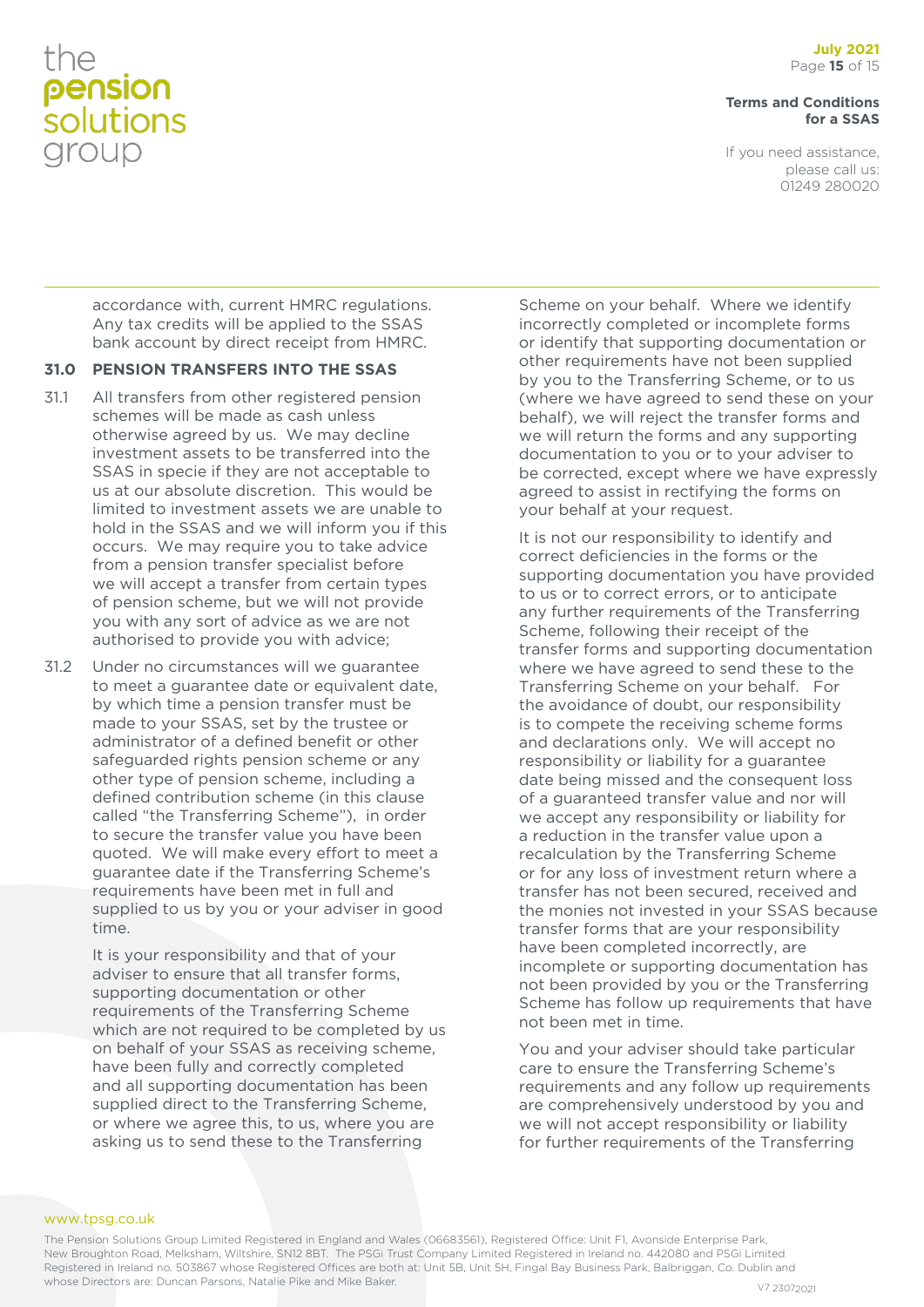accordance with, current HMRC regulations. Any tax credits will be applied to the SSAS bank account by direct receipt from HMRC.

## 31.0 PENSION TRANSFERS INTO THE SSAS

31.1 All transfers from other registered pension schemes will be made as cash unless otherwise agreed by us. We may decline investment assets to be transferred into the SSAS in specie if they are not acceptable to us at our absolute discretion. This would be limited to investment assets we are unable to hold in the SSAS and we will inform you if this occurs. We may require you to take advice from a pension transfer specialist before we will accept a transfer from certain types of pension scheme, but we will not provide you with any sort of advice as we are not authorised to provide you with advice;

31.2 Under no circumstances will we guarantee to meet a guarantee date or equivalent date, by which time a pension transfer must be made to your SSAS, set by the trustee or administrator of a defined benefit or other safeguarded rights pension scheme or any other type of pension scheme, including a defined contribution scheme (in this clause called "the Transferring Scheme"), in order to secure the transfer value you have been quoted. We will make every effort to meet a guarantee date if the Transferring Scheme's requirements have been met in full and supplied to us by you or your adviser in good time.

It is your responsibility and that of your adviser to ensure that all transfer forms, supporting documentation or other requirements of the Transferring Scheme which are not required to be completed by us on behalf of your SSAS as receiving scheme, have been fully and correctly completed and all supporting documentation has been supplied direct to the Transferring Scheme, or where we agree this, to us, where you are asking us to send these to the Transferring Scheme on your behalf. Where we identify incorrectly completed or incomplete forms or identify that supporting documentation or other requirements have not been supplied by you to the Transferring Scheme, or to us (where we have agreed to send these on your behalf), we will reject the transfer forms and we will return the forms and any supporting documentation to you or to your adviser to be corrected, except where we have expressly agreed to assist in rectifying the forms on your behalf at your request.

It is not our responsibility to identify and correct deficiencies in the forms or the supporting documentation you have provided to us or to correct errors, or to anticipate any further requirements of the Transferring Scheme, following their receipt of the transfer forms and supporting documentation where we have agreed to send these to the Transferring Scheme on your behalf. For the avoidance of doubt, our responsibility is to compete the receiving scheme forms and declarations only. We will accept no responsibility or liability for a guarantee date being missed and the consequent loss of a guaranteed transfer value and nor will we accept any responsibility or liability for a reduction in the transfer value upon a recalculation by the Transferring Scheme or for any loss of investment return where a transfer has not been secured, received and the monies not invested in your SSAS because transfer forms that are your responsibility have been completed incorrectly, are incomplete or supporting documentation has not been provided by you or the Transferring Scheme has follow up requirements that have not been met in time.

You and your adviser should take particular care to ensure the Transferring Scheme's requirements and any follow up requirements are comprehensively understood by you and we will not accept responsibility or liability for further requirements of the Transferring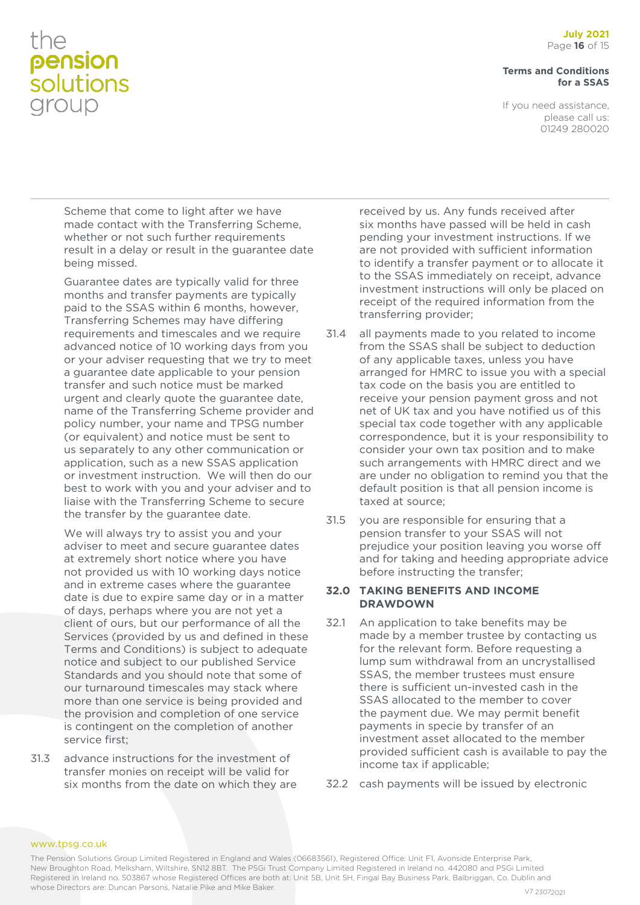Scheme that come to light after we have made contact with the Transferring Scheme, whether or not such further requirements result in a delay or result in the guarantee date being missed.

Guarantee dates are typically valid for three months and transfer payments are typically paid to the SSAS within 6 months, however, Transferring Schemes may have differing requirements and timescales and we require advanced notice of 10 working days from you or your adviser requesting that we try to meet a guarantee date applicable to your pension transfer and such notice must be marked urgent and clearly quote the guarantee date, name of the Transferring Scheme provider and policy number, your name and TPSG number (or equivalent) and notice must be sent to us separately to any other communication or application, such as a new SSAS application or investment instruction. We will then do our best to work with you and your adviser and to liaise with the Transferring Scheme to secure the transfer by the guarantee date.

We will always try to assist you and your adviser to meet and secure guarantee dates at extremely short notice where you have not provided us with 10 working days notice and in extreme cases where the guarantee date is due to expire same day or in a matter of days, perhaps where you are not yet a client of ours, but our performance of all the Services (provided by us and defined in these Terms and Conditions) is subject to adequate notice and subject to our published Service Standards and you should note that some of our turnaround timescales may stack where more than one service is being provided and the provision and completion of one service is contingent on the completion of another service first;

31.3 advance instructions for the investment of transfer monies on receipt will be valid for six months from the date on which they are received by us. Any funds received after six months have passed will be held in cash pending your investment instructions. If we are not provided with sufficient information to identify a transfer payment or to allocate it to the SSAS immediately on receipt, advance investment instructions will only be placed on receipt of the required information from the transferring provider;

31.4 all payments made to you related to income from the SSAS shall be subject to deduction of any applicable taxes, unless you have arranged for HMRC to issue you with a special tax code on the basis you are entitled to receive your pension payment gross and not net of UK tax and you have notified us of this special tax code together with any applicable correspondence, but it is your responsibility to consider your own tax position and to make such arrangements with HMRC direct and we are under no obligation to remind you that the default position is that all pension income is taxed at source;

31.5 you are responsible for ensuring that a pension transfer to your SSAS will not prejudice your position leaving you worse off and for taking and heeding appropriate advice before instructing the transfer;

## 32.0 TAKING BENEFITS AND INCOME DRAWDOWN

32.1 An application to take benefits may be made by a member trustee by contacting us for the relevant form. Before requesting a lump sum withdrawal from an uncrystallised SSAS, the member trustees must ensure there is sufficient un-invested cash in the SSAS allocated to the member to cover the payment due. We may permit benefit payments in specie by transfer of an investment asset allocated to the member provided sufficient cash is available to pay the income tax if applicable;

32.2 cash payments will be issued by electronic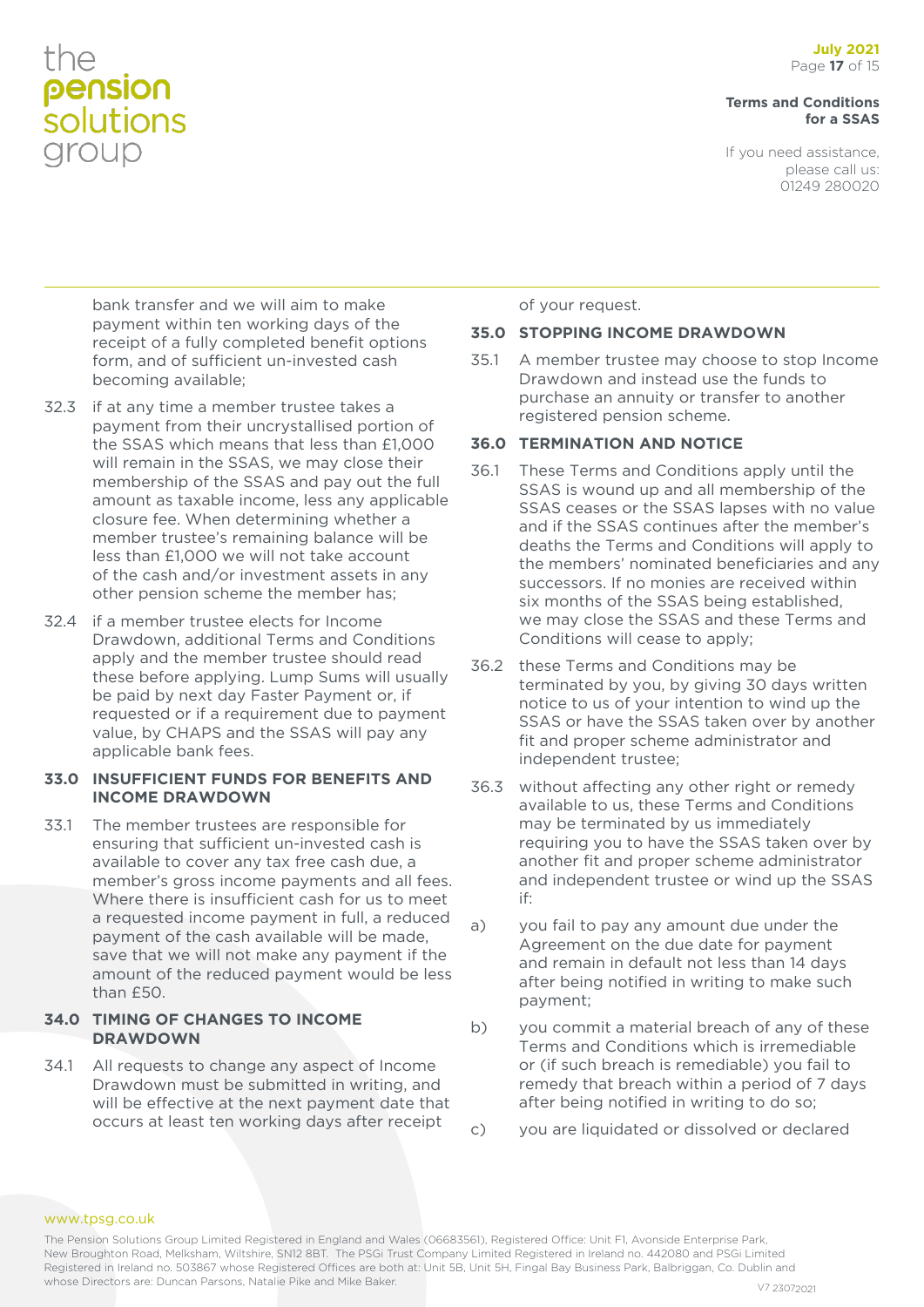bank transfer and we will aim to make payment within ten working days of the receipt of a fully completed benefit options form, and of sufficient un-invested cash becoming available;

32.3 if at any time a member trustee takes a payment from their uncrystallised portion of the SSAS which means that less than £1,000 will remain in the SSAS, we may close their membership of the SSAS and pay out the full amount as taxable income, less any applicable closure fee. When determining whether a member trustee's remaining balance will be less than £1,000 we will not take account of the cash and/or investment assets in any other pension scheme the member has;

32.4 if a member trustee elects for Income Drawdown, additional Terms and Conditions apply and the member trustee should read these before applying. Lump Sums will usually be paid by next day Faster Payment or, if requested or if a requirement due to payment value, by CHAPS and the SSAS will pay any applicable bank fees.

### 33.0 INSUFFICIENT FUNDS FOR BENEFITS AND INCOME DRAWDOWN

33.1 The member trustees are responsible for ensuring that sufficient un-invested cash is available to cover any tax free cash due, a member's gross income payments and all fees. Where there is insufficient cash for us to meet a requested income payment in full, a reduced payment of the cash available will be made, save that we will not make any payment if the amount of the reduced payment would be less than £50.

### 34.0 TIMING OF CHANGES TO INCOME DRAWDOWN

34.1 All requests to change any aspect of Income Drawdown must be submitted in writing, and will be effective at the next payment date that occurs at least ten working days after receipt of your request.

### 35.0 STOPPING INCOME DRAWDOWN

35.1 A member trustee may choose to stop Income Drawdown and instead use the funds to purchase an annuity or transfer to another registered pension scheme.

### 36.0 TERMINATION AND NOTICE

36.1 These Terms and Conditions apply until the SSAS is wound up and all membership of the SSAS ceases or the SSAS lapses with no value and if the SSAS continues after the member's deaths the Terms and Conditions will apply to the members' nominated beneficiaries and any successors. If no monies are received within six months of the SSAS being established, we may close the SSAS and these Terms and Conditions will cease to apply;

36.2 these Terms and Conditions may be terminated by you, by giving 30 days written notice to us of your intention to wind up the SSAS or have the SSAS taken over by another fit and proper scheme administrator and independent trustee;

36.3 without affecting any other right or remedy available to us, these Terms and Conditions may be terminated by us immediately requiring you to have the SSAS taken over by another fit and proper scheme administrator and independent trustee or wind up the SSAS if:

a) you fail to pay any amount due under the Agreement on the due date for payment and remain in default not less than 14 days after being notified in writing to make such payment;

b) you commit a material breach of any of these Terms and Conditions which is irremediable or (if such breach is remediable) you fail to remedy that breach within a period of 7 days after being notified in writing to do so;

c) you are liquidated or dissolved or declared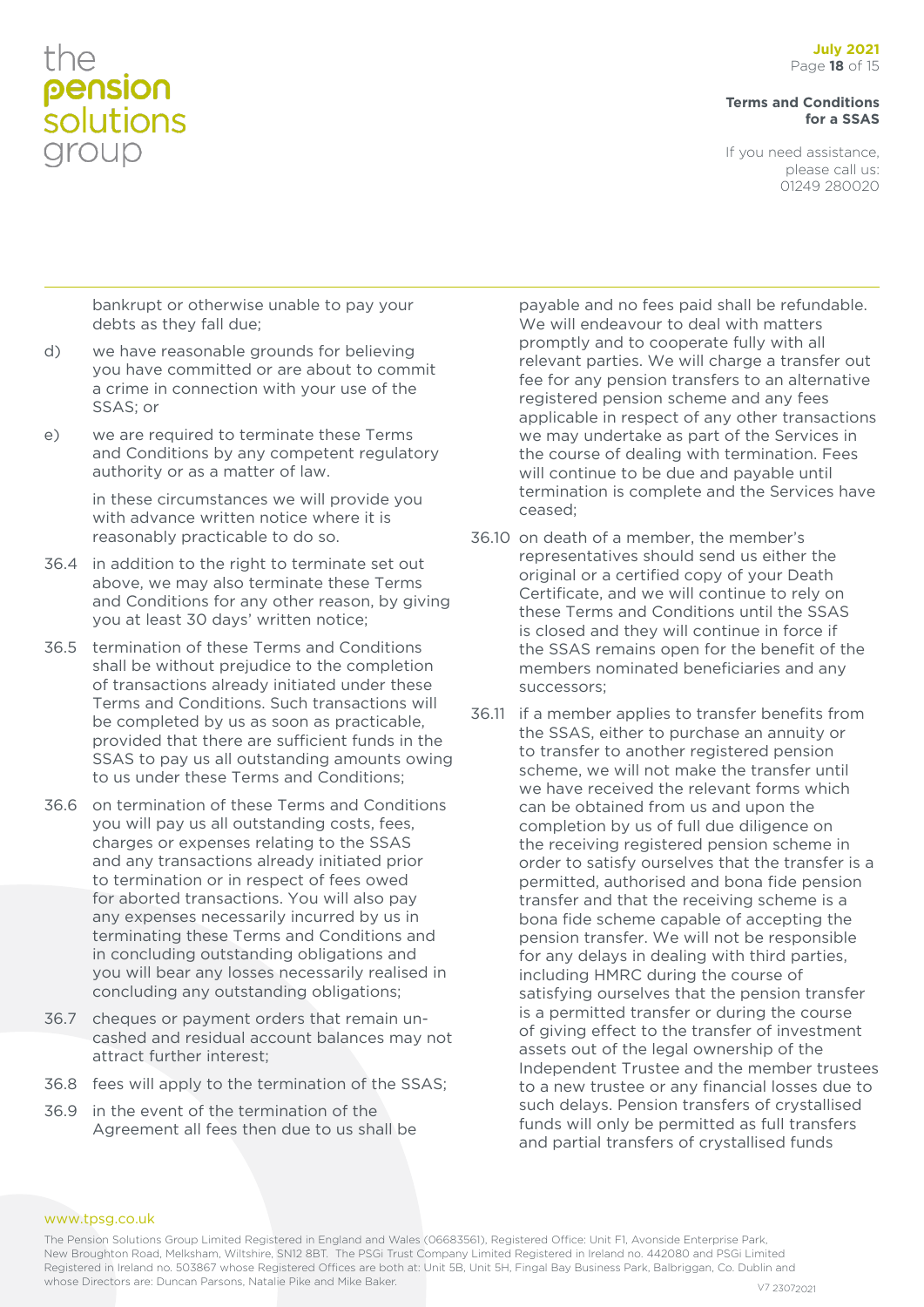bankrupt or otherwise unable to pay your debts as they fall due;

d) we have reasonable grounds for believing you have committed or are about to commit a crime in connection with your use of the SSAS; or

e) we are required to terminate these Terms and Conditions by any competent regulatory authority or as a matter of law.

in these circumstances we will provide you with advance written notice where it is reasonably practicable to do so.

36.4 in addition to the right to terminate set out above, we may also terminate these Terms and Conditions for any other reason, by giving you at least 30 days' written notice;

36.5 termination of these Terms and Conditions shall be without prejudice to the completion of transactions already initiated under these Terms and Conditions. Such transactions will be completed by us as soon as practicable, provided that there are sufficient funds in the SSAS to pay us all outstanding amounts owing to us under these Terms and Conditions;

36.6 on termination of these Terms and Conditions you will pay us all outstanding costs, fees, charges or expenses relating to the SSAS and any transactions already initiated prior to termination or in respect of fees owed for aborted transactions. You will also pay any expenses necessarily incurred by us in terminating these Terms and Conditions and in concluding outstanding obligations and you will bear any losses necessarily realised in concluding any outstanding obligations;

36.7 cheques or payment orders that remain un-cashed and residual account balances may not attract further interest;

36.8 fees will apply to the termination of the SSAS;

36.9 in the event of the termination of the Agreement all fees then due to us shall be payable and no fees paid shall be refundable. We will endeavour to deal with matters promptly and to cooperate fully with all relevant parties. We will charge a transfer out fee for any pension transfers to an alternative registered pension scheme and any fees applicable in respect of any other transactions we may undertake as part of the Services in the course of dealing with termination. Fees will continue to be due and payable until termination is complete and the Services have ceased;

36.10 on death of a member, the member's representatives should send us either the original or a certified copy of your Death Certificate, and we will continue to rely on these Terms and Conditions until the SSAS is closed and they will continue in force if the SSAS remains open for the benefit of the members nominated beneficiaries and any successors;

36.11 if a member applies to transfer benefits from the SSAS, either to purchase an annuity or to transfer to another registered pension scheme, we will not make the transfer until we have received the relevant forms which can be obtained from us and upon the completion by us of full due diligence on the receiving registered pension scheme in order to satisfy ourselves that the transfer is a permitted, authorised and bona fide pension transfer and that the receiving scheme is a bona fide scheme capable of accepting the pension transfer. We will not be responsible for any delays in dealing with third parties, including HMRC during the course of satisfying ourselves that the pension transfer is a permitted transfer or during the course of giving effect to the transfer of investment assets out of the legal ownership of the Independent Trustee and the member trustees to a new trustee or any financial losses due to such delays. Pension transfers of crystallised funds will only be permitted as full transfers and partial transfers of crystallised funds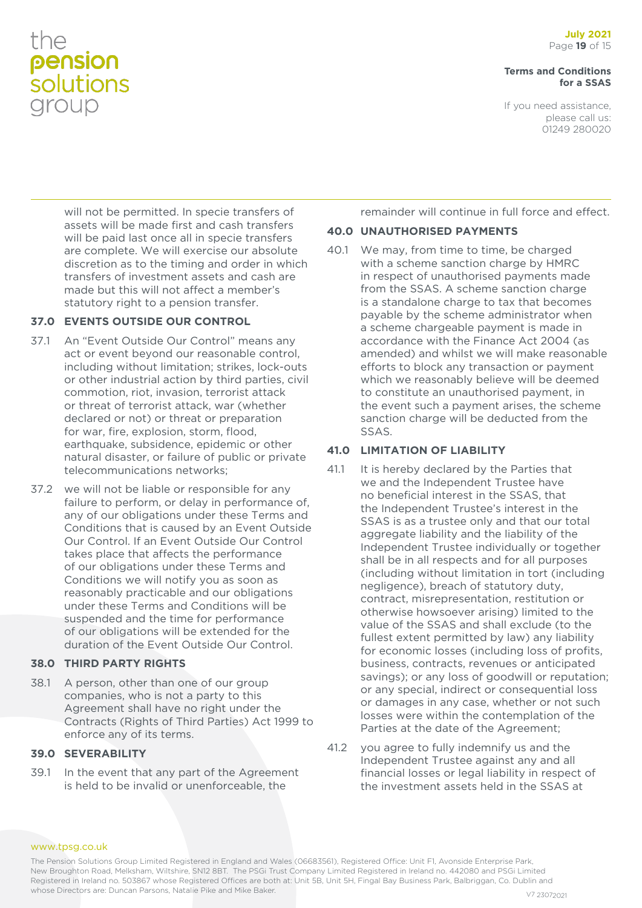will not be permitted. In specie transfers of assets will be made first and cash transfers will be paid last once all in specie transfers are complete. We will exercise our absolute discretion as to the timing and order in which transfers of investment assets and cash are made but this will not affect a member's statutory right to a pension transfer.

## 37.0 EVENTS OUTSIDE OUR CONTROL

37.1 An "Event Outside Our Control" means any act or event beyond our reasonable control, including without limitation; strikes, lock-outs or other industrial action by third parties, civil commotion, riot, invasion, terrorist attack or threat of terrorist attack, war (whether declared or not) or threat or preparation for war, fire, explosion, storm, flood, earthquake, subsidence, epidemic or other natural disaster, or failure of public or private telecommunications networks;

37.2 we will not be liable or responsible for any failure to perform, or delay in performance of, any of our obligations under these Terms and Conditions that is caused by an Event Outside Our Control. If an Event Outside Our Control takes place that affects the performance of our obligations under these Terms and Conditions we will notify you as soon as reasonably practicable and our obligations under these Terms and Conditions will be suspended and the time for performance of our obligations will be extended for the duration of the Event Outside Our Control.

## 38.0 THIRD PARTY RIGHTS

38.1 A person, other than one of our group companies, who is not a party to this Agreement shall have no right under the Contracts (Rights of Third Parties) Act 1999 to enforce any of its terms.

## 39.0 SEVERABILITY

39.1 In the event that any part of the Agreement is held to be invalid or unenforceable, the remainder will continue in full force and effect.

## 40.0 UNAUTHORISED PAYMENTS

40.1 We may, from time to time, be charged with a scheme sanction charge by HMRC in respect of unauthorised payments made from the SSAS. A scheme sanction charge is a standalone charge to tax that becomes payable by the scheme administrator when a scheme chargeable payment is made in accordance with the Finance Act 2004 (as amended) and whilst we will make reasonable efforts to block any transaction or payment which we reasonably believe will be deemed to constitute an unauthorised payment, in the event such a payment arises, the scheme sanction charge will be deducted from the SSAS.

## 41.0 LIMITATION OF LIABILITY

41.1 It is hereby declared by the Parties that we and the Independent Trustee have no beneficial interest in the SSAS, that the Independent Trustee's interest in the SSAS is as a trustee only and that our total aggregate liability and the liability of the Independent Trustee individually or together shall be in all respects and for all purposes (including without limitation in tort (including negligence), breach of statutory duty, contract, misrepresentation, restitution or otherwise howsoever arising) limited to the value of the SSAS and shall exclude (to the fullest extent permitted by law) any liability for economic losses (including loss of profits, business, contracts, revenues or anticipated savings); or any loss of goodwill or reputation; or any special, indirect or consequential loss or damages in any case, whether or not such losses were within the contemplation of the Parties at the date of the Agreement;

41.2 you agree to fully indemnify us and the Independent Trustee against any and all financial losses or legal liability in respect of the investment assets held in the SSAS at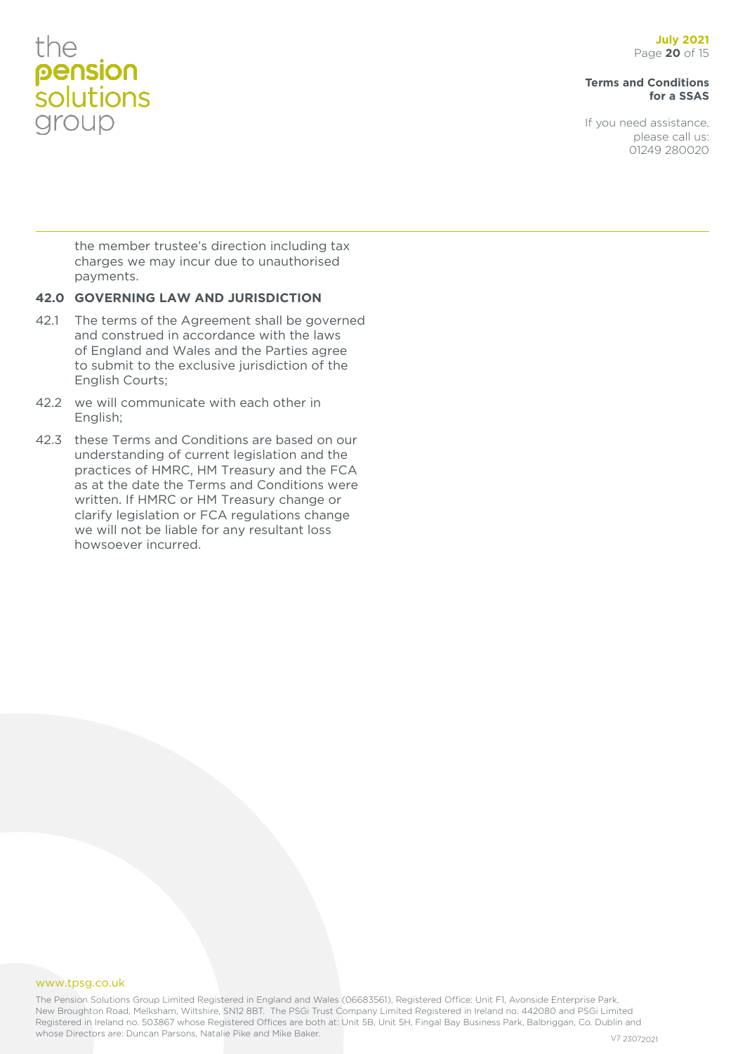the member trustee's direction including tax charges we may incur due to unauthorised payments.

### 42.0 GOVERNING LAW AND JURISDICTION

42.1 The terms of the Agreement shall be governed and construed in accordance with the laws of England and Wales and the Parties agree to submit to the exclusive jurisdiction of the English Courts;

42.2 we will communicate with each other in English;

42.3 these Terms and Conditions are based on our understanding of current legislation and the practices of HMRC, HM Treasury and the FCA as at the date the Terms and Conditions were written. If HMRC or HM Treasury change or clarify legislation or FCA regulations change we will not be liable for any resultant loss howsoever incurred.